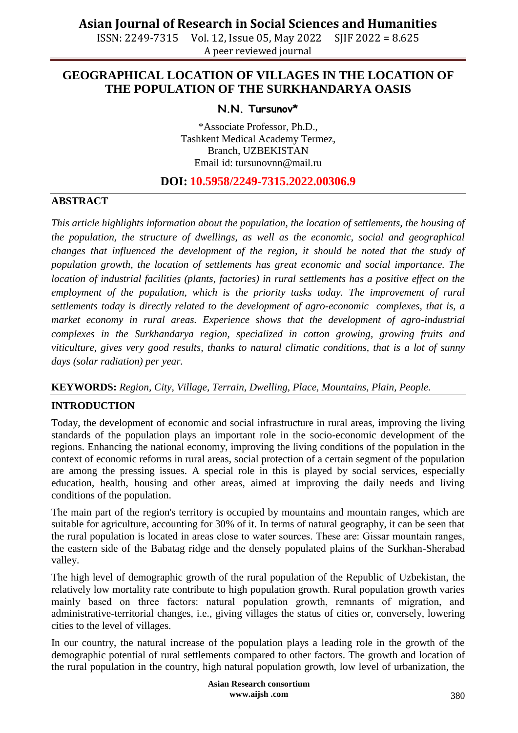# GEOGRAPHICAL LOCATION OF VILLAGES IN THE LOCATION OF THE POPULATION OF THE SURKHANDARYA OASIS

**N.N. Tursunov***

*Associate Professor, Ph.D.,
Tashkent Medical Academy Termez,
Branch, UZBEKISTAN
Email id: tursunovnn@mail.ru

**DOI: 10.5958/2249-7315.2022.00306.9**

## ABSTRACT

*This article highlights information about the population, the location of settlements, the housing of the population, the structure of dwellings, as well as the economic, social and geographical changes that influenced the development of the region, it should be noted that the study of population growth, the location of settlements has great economic and social importance. The location of industrial facilities (plants, factories) in rural settlements has a positive effect on the employment of the population, which is the priority tasks today. The improvement of rural settlements today is directly related to the development of agro-economic complexes, that is, a market economy in rural areas. Experience shows that the development of agro-industrial complexes in the Surkhandarya region, specialized in cotton growing, growing fruits and viticulture, gives very good results, thanks to natural climatic conditions, that is a lot of sunny days (solar radiation) per year.*

**KEYWORDS:** *Region, City, Village, Terrain, Dwelling, Place, Mountains, Plain, People.*

## INTRODUCTION

Today, the development of economic and social infrastructure in rural areas, improving the living standards of the population plays an important role in the socio-economic development of the regions. Enhancing the national economy, improving the living conditions of the population in the context of economic reforms in rural areas, social protection of a certain segment of the population are among the pressing issues. A special role in this is played by social services, especially education, health, housing and other areas, aimed at improving the daily needs and living conditions of the population.

The main part of the region's territory is occupied by mountains and mountain ranges, which are suitable for agriculture, accounting for 30% of it. In terms of natural geography, it can be seen that the rural population is located in areas close to water sources. These are: Gissar mountain ranges, the eastern side of the Babatag ridge and the densely populated plains of the Surkhan-Sherabad valley.

The high level of demographic growth of the rural population of the Republic of Uzbekistan, the relatively low mortality rate contribute to high population growth. Rural population growth varies mainly based on three factors: natural population growth, remnants of migration, and administrative-territorial changes, i.e., giving villages the status of cities or, conversely, lowering cities to the level of villages.

In our country, the natural increase of the population plays a leading role in the growth of the demographic potential of rural settlements compared to other factors. The growth and location of the rural population in the country, high natural population growth, low level of urbanization, the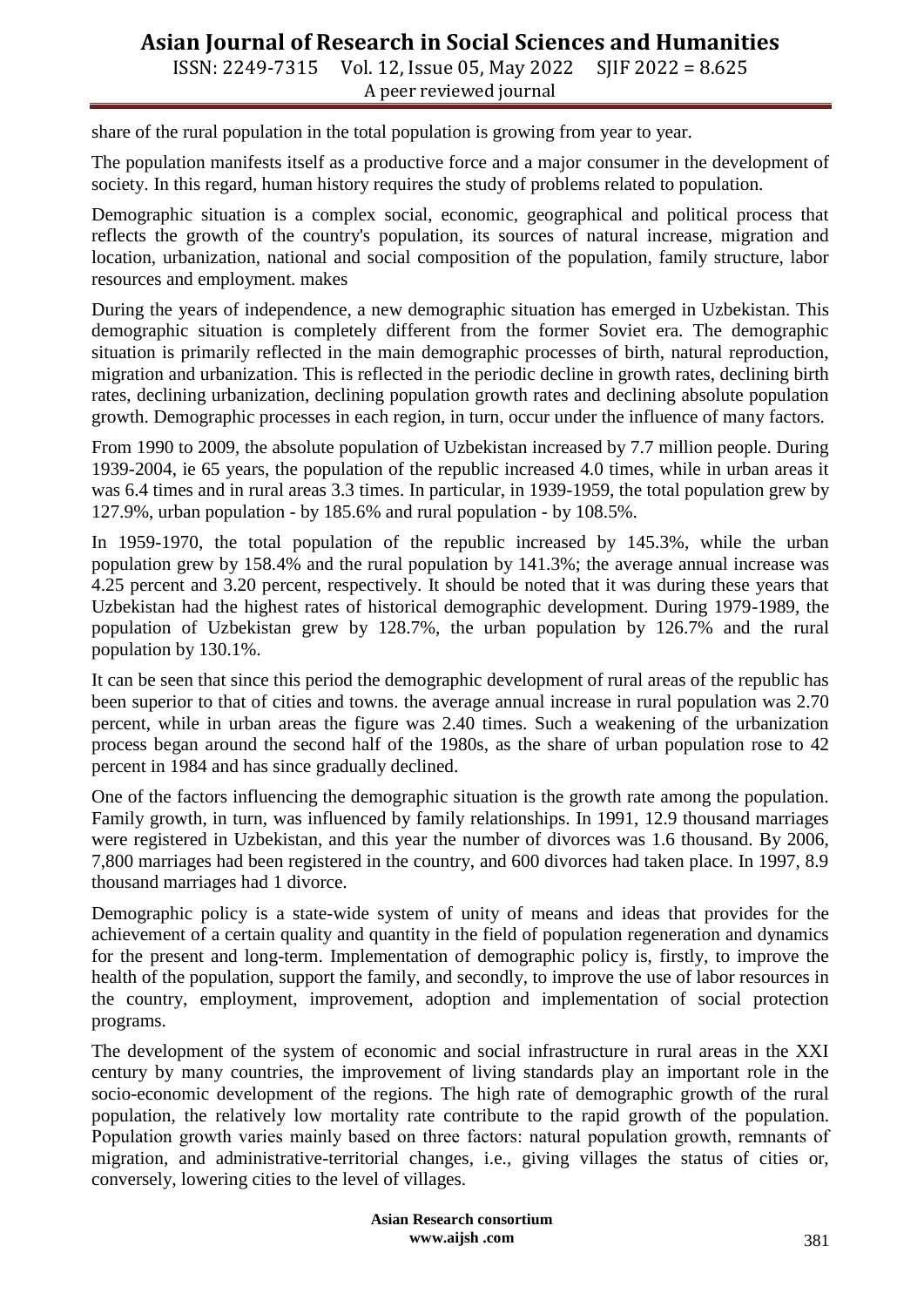share of the rural population in the total population is growing from year to year.

The population manifests itself as a productive force and a major consumer in the development of society. In this regard, human history requires the study of problems related to population.

Demographic situation is a complex social, economic, geographical and political process that reflects the growth of the country's population, its sources of natural increase, migration and location, urbanization, national and social composition of the population, family structure, labor resources and employment. makes

During the years of independence, a new demographic situation has emerged in Uzbekistan. This demographic situation is completely different from the former Soviet era. The demographic situation is primarily reflected in the main demographic processes of birth, natural reproduction, migration and urbanization. This is reflected in the periodic decline in growth rates, declining birth rates, declining urbanization, declining population growth rates and declining absolute population growth. Demographic processes in each region, in turn, occur under the influence of many factors.

From 1990 to 2009, the absolute population of Uzbekistan increased by 7.7 million people. During 1939-2004, ie 65 years, the population of the republic increased 4.0 times, while in urban areas it was 6.4 times and in rural areas 3.3 times. In particular, in 1939-1959, the total population grew by 127.9%, urban population - by 185.6% and rural population - by 108.5%.

In 1959-1970, the total population of the republic increased by 145.3%, while the urban population grew by 158.4% and the rural population by 141.3%; the average annual increase was 4.25 percent and 3.20 percent, respectively. It should be noted that it was during these years that Uzbekistan had the highest rates of historical demographic development. During 1979-1989, the population of Uzbekistan grew by 128.7%, the urban population by 126.7% and the rural population by 130.1%.

It can be seen that since this period the demographic development of rural areas of the republic has been superior to that of cities and towns. the average annual increase in rural population was 2.70 percent, while in urban areas the figure was 2.40 times. Such a weakening of the urbanization process began around the second half of the 1980s, as the share of urban population rose to 42 percent in 1984 and has since gradually declined.

One of the factors influencing the demographic situation is the growth rate among the population. Family growth, in turn, was influenced by family relationships. In 1991, 12.9 thousand marriages were registered in Uzbekistan, and this year the number of divorces was 1.6 thousand. By 2006, 7,800 marriages had been registered in the country, and 600 divorces had taken place. In 1997, 8.9 thousand marriages had 1 divorce.

Demographic policy is a state-wide system of unity of means and ideas that provides for the achievement of a certain quality and quantity in the field of population regeneration and dynamics for the present and long-term. Implementation of demographic policy is, firstly, to improve the health of the population, support the family, and secondly, to improve the use of labor resources in the country, employment, improvement, adoption and implementation of social protection programs.

The development of the system of economic and social infrastructure in rural areas in the XXI century by many countries, the improvement of living standards play an important role in the socio-economic development of the regions. The high rate of demographic growth of the rural population, the relatively low mortality rate contribute to the rapid growth of the population. Population growth varies mainly based on three factors: natural population growth, remnants of migration, and administrative-territorial changes, i.e., giving villages the status of cities or, conversely, lowering cities to the level of villages.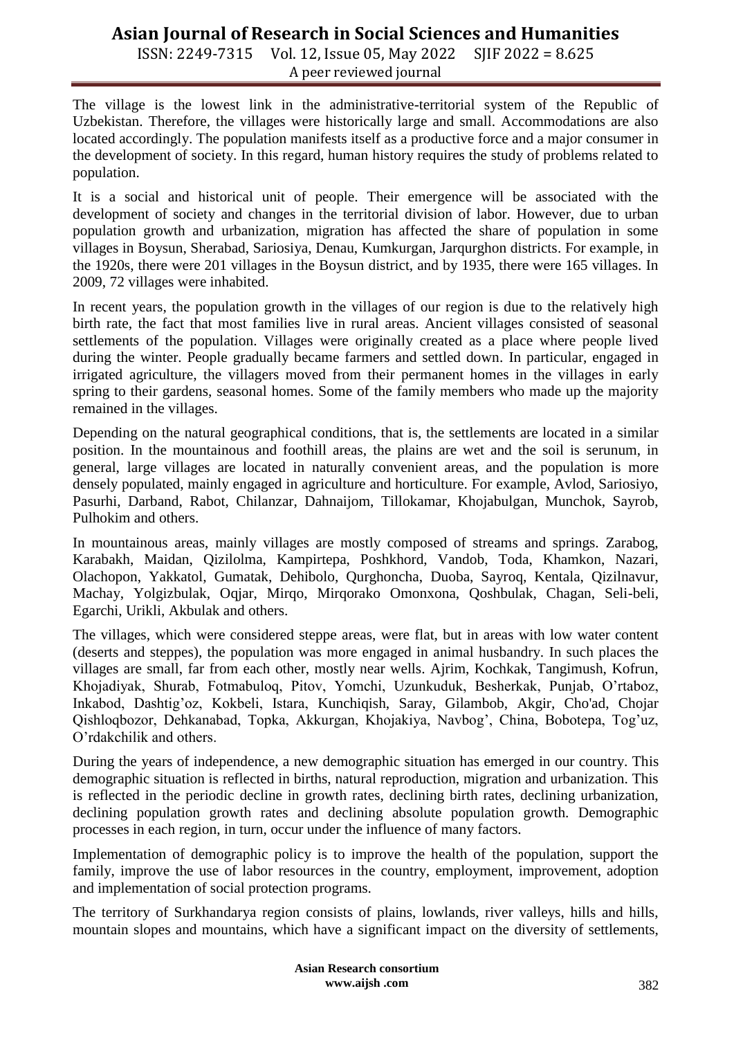The village is the lowest link in the administrative-territorial system of the Republic of Uzbekistan. Therefore, the villages were historically large and small. Accommodations are also located accordingly. The population manifests itself as a productive force and a major consumer in the development of society. In this regard, human history requires the study of problems related to population.

It is a social and historical unit of people. Their emergence will be associated with the development of society and changes in the territorial division of labor. However, due to urban population growth and urbanization, migration has affected the share of population in some villages in Boysun, Sherabad, Sariosiya, Denau, Kumkurgan, Jarqurghon districts. For example, in the 1920s, there were 201 villages in the Boysun district, and by 1935, there were 165 villages. In 2009, 72 villages were inhabited.

In recent years, the population growth in the villages of our region is due to the relatively high birth rate, the fact that most families live in rural areas. Ancient villages consisted of seasonal settlements of the population. Villages were originally created as a place where people lived during the winter. People gradually became farmers and settled down. In particular, engaged in irrigated agriculture, the villagers moved from their permanent homes in the villages in early spring to their gardens, seasonal homes. Some of the family members who made up the majority remained in the villages.

Depending on the natural geographical conditions, that is, the settlements are located in a similar position. In the mountainous and foothill areas, the plains are wet and the soil is serunum, in general, large villages are located in naturally convenient areas, and the population is more densely populated, mainly engaged in agriculture and horticulture. For example, Avlod, Sariosiyo, Pasurhi, Darband, Rabot, Chilanzar, Dahnaijom, Tillokamar, Khojabulgan, Munchok, Sayrob, Pulhokim and others.

In mountainous areas, mainly villages are mostly composed of streams and springs. Zarabog, Karabakh, Maidan, Qizilolma, Kampirtepa, Poshkhord, Vandob, Toda, Khamkon, Nazari, Olachopon, Yakkatol, Gumatak, Dehibolo, Qurghoncha, Duoba, Sayroq, Kentala, Qizilnavur, Machay, Yolgizbulak, Oqjar, Mirqo, Mirqorako Omonxona, Qoshbulak, Chagan, Seli-beli, Egarchi, Urikli, Akbulak and others.

The villages, which were considered steppe areas, were flat, but in areas with low water content (deserts and steppes), the population was more engaged in animal husbandry. In such places the villages are small, far from each other, mostly near wells. Ajrim, Kochkak, Tangimush, Kofrun, Khojadiyak, Shurab, Fotmabuloq, Pitov, Yomchi, Uzunkuduk, Besherkak, Punjab, O'rtaboz, Inkabod, Dashtig'oz, Kokbeli, Istara, Kunchiqish, Saray, Gilambob, Akgir, Cho'ad, Chojar Qishloqbozor, Dehkanabad, Topka, Akkurgan, Khojakiya, Navbog', China, Bobotepa, Tog'uz, O'rdakchilik and others.

During the years of independence, a new demographic situation has emerged in our country. This demographic situation is reflected in births, natural reproduction, migration and urbanization. This is reflected in the periodic decline in growth rates, declining birth rates, declining urbanization, declining population growth rates and declining absolute population growth. Demographic processes in each region, in turn, occur under the influence of many factors.

Implementation of demographic policy is to improve the health of the population, support the family, improve the use of labor resources in the country, employment, improvement, adoption and implementation of social protection programs.

The territory of Surkhandarya region consists of plains, lowlands, river valleys, hills and hills, mountain slopes and mountains, which have a significant impact on the diversity of settlements,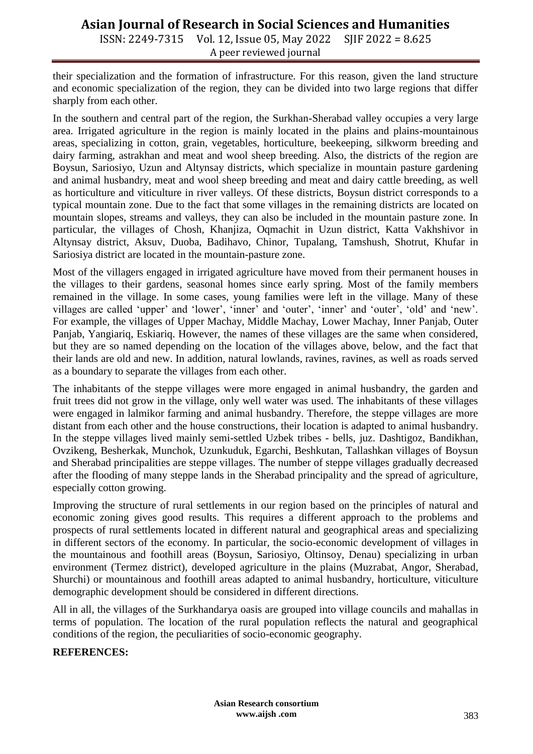their specialization and the formation of infrastructure. For this reason, given the land structure and economic specialization of the region, they can be divided into two large regions that differ sharply from each other.

In the southern and central part of the region, the Surkhan-Sherabad valley occupies a very large area. Irrigated agriculture in the region is mainly located in the plains and plains-mountainous areas, specializing in cotton, grain, vegetables, horticulture, beekeeping, silkworm breeding and dairy farming, astrakhan and meat and wool sheep breeding. Also, the districts of the region are Boysun, Sariosiyo, Uzun and Altynsay districts, which specialize in mountain pasture gardening and animal husbandry, meat and wool sheep breeding and meat and dairy cattle breeding, as well as horticulture and viticulture in river valleys. Of these districts, Boysun district corresponds to a typical mountain zone. Due to the fact that some villages in the remaining districts are located on mountain slopes, streams and valleys, they can also be included in the mountain pasture zone. In particular, the villages of Chosh, Khanjiza, Oqmachit in Uzun district, Katta Vakhshivor in Altynsay district, Aksuv, Duoba, Badihavo, Chinor, Tupalang, Tamshush, Shotrut, Khufar in Sariosiya district are located in the mountain-pasture zone.

Most of the villagers engaged in irrigated agriculture have moved from their permanent houses in the villages to their gardens, seasonal homes since early spring. Most of the family members remained in the village. In some cases, young families were left in the village. Many of these villages are called 'upper' and 'lower', 'inner' and 'outer', 'inner' and 'outer', 'old' and 'new'. For example, the villages of Upper Machay, Middle Machay, Lower Machay, Inner Panjab, Outer Panjab, Yangiariq, Eskiariq. However, the names of these villages are the same when considered, but they are so named depending on the location of the villages above, below, and the fact that their lands are old and new. In addition, natural lowlands, ravines, ravines, as well as roads served as a boundary to separate the villages from each other.

The inhabitants of the steppe villages were more engaged in animal husbandry, the garden and fruit trees did not grow in the village, only well water was used. The inhabitants of these villages were engaged in lalmikor farming and animal husbandry. Therefore, the steppe villages are more distant from each other and the house constructions, their location is adapted to animal husbandry. In the steppe villages lived mainly semi-settled Uzbek tribes - bells, juz. Dashtigoz, Bandikhan, Ovzikeng, Besherkak, Munchok, Uzunkuduk, Egarchi, Beshkutan, Tallashkan villages of Boysun and Sherabad principalities are steppe villages. The number of steppe villages gradually decreased after the flooding of many steppe lands in the Sherabad principality and the spread of agriculture, especially cotton growing.

Improving the structure of rural settlements in our region based on the principles of natural and economic zoning gives good results. This requires a different approach to the problems and prospects of rural settlements located in different natural and geographical areas and specializing in different sectors of the economy. In particular, the socio-economic development of villages in the mountainous and foothill areas (Boysun, Sariosiyo, Oltinsoy, Denau) specializing in urban environment (Termez district), developed agriculture in the plains (Muzrabat, Angor, Sherabad, Shurchi) or mountainous and foothill areas adapted to animal husbandry, horticulture, viticulture demographic development should be considered in different directions.

All in all, the villages of the Surkhandarya oasis are grouped into village councils and mahallas in terms of population. The location of the rural population reflects the natural and geographical conditions of the region, the peculiarities of socio-economic geography.

**REFERENCES:**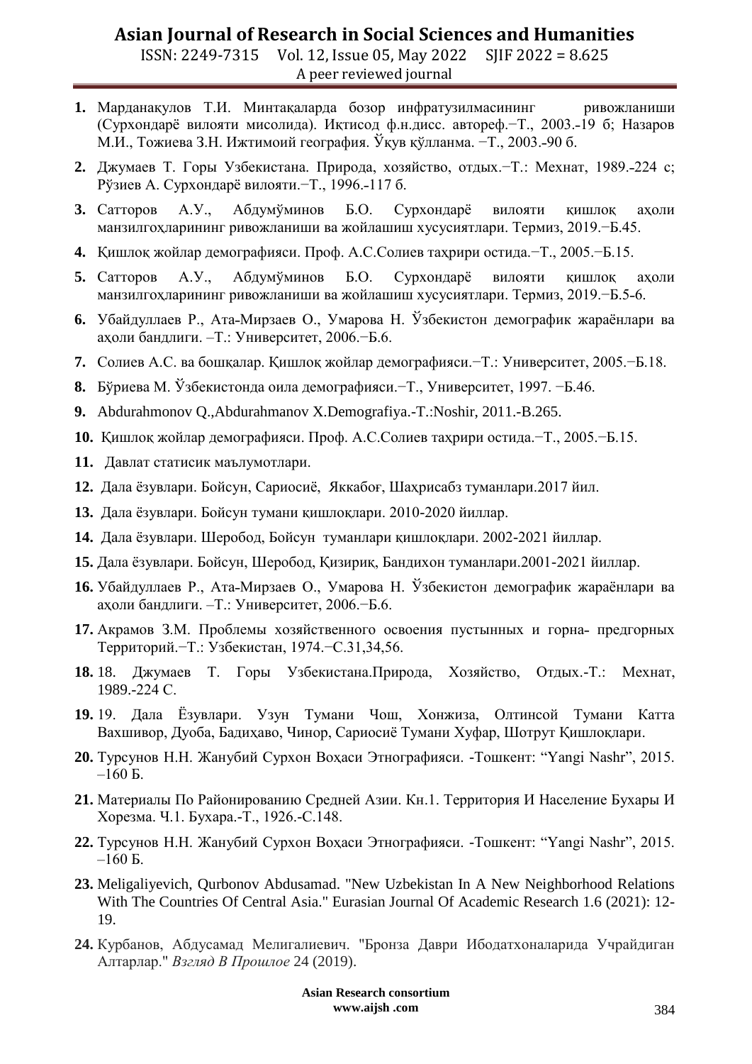1. Марданакулов Т.И. Минтақаларда бозор инфратузилмасининг ривожланиши (Сурхондарё вилояти мисолида). Иқтисод ф.н.дисс. автореф.−Т., 2003.-19 б; Назаров М.И., Тожиева З.Н. Ижтимоий география. Ўқув қўлланма. −Т., 2003.-90 б.
2. Джумаев Т. Горы Узбекистана. Природа, хозяйство, отдых.−Т.: Мехнат, 1989.-224 с; Рўзиев А. Сурхондарё вилояти.−Т., 1996.-117 б.
3. Сатторов А.У., Абдумўминов Б.О. Сурхондарё вилояти қишлоқ аҳоли манзилгоҳларининг ривожланиши ва жойлашиш хусусиятлари. Термиз, 2019.−Б.45.
4. Қишлоқ жойлар демографияси. Проф. А.С.Солиев таҳрири остида.−Т., 2005.−Б.15.
5. Сатторов А.У., Абдумўминов Б.О. Сурхондарё вилояти қишлоқ аҳоли манзилгоҳларининг ривожланиши ва жойлашиш хусусиятлари. Термиз, 2019.−Б.5-6.
6. Убайдуллаев Р., Ата-Мирзаев О., Умарова Н. Ўзбекистон демографик жараёнлари ва аҳоли бандлиги. –Т.: Университет, 2006.−Б.6.
7. Солиев А.С. ва бошқалар. Қишлоқ жойлар демографияси.−Т.: Университет, 2005.−Б.18.
8. Бўриева М. Ўзбекистонда оила демографияси.−Т., Университет, 1997. −Б.46.
9. Abdurahmonov Q.,Abdurahmanov X.Demografiya.-T.:Noshir, 2011.-B.265.
10. Қишлоқ жойлар демографияси. Проф. А.С.Солиев таҳрири остида.−Т., 2005.−Б.15.
11. Давлат статисик маълумотлари.
12. Дала ёзувлари. Бойсун, Сариосиё, Яккабоғ, Шаҳрисабз туманлари.2017 йил.
13. Дала ёзувлари. Бойсун тумани қишлоқлари. 2010-2020 йиллар.
14. Дала ёзувлари. Шеробод, Бойсун туманлари қишлоқлари. 2002-2021 йиллар.
15. Дала ёзувлари. Бойсун, Шеробод, Қизириқ, Бандихон туманлари.2001-2021 йиллар.
16. Убайдуллаев Р., Ата-Мирзаев О., Умарова Н. Ўзбекистон демографик жараёнлари ва аҳоли бандлиги. –Т.: Университет, 2006.−Б.6.
17. Акрамов З.М. Проблемы хозяйственного освоения пустынных и горна- предгорных Территорий.−Т.: Узбекистан, 1974.−С.31,34,56.
18. 18. Джумаев Т. Горы Узбекистана.Природа, Хозяйство, Отдых.-Т.: Мехнат, 1989.-224 С.
19. 19. Дала Ёзувлари. Узун Тумани Чош, Хонжиза, Олтинсой Тумани Катта Вахшивор, Дуоба, Бадиҳаво, Чинор, Сариосиё Тумани Хуфар, Шотрут Қишлоқлари.
20. Турсунов Н.Н. Жанубий Сурхон Воҳаси Этнографияси. -Тошкент: "Yangi Nashr", 2015. –160 Б.
21. Материалы По Районированию Средней Азии. Кн.1. Территория И Население Бухары И Хорезма. Ч.1. Бухара.-Т., 1926.-С.148.
22. Турсунов Н.Н. Жанубий Сурхон Воҳаси Этнографияси. -Тошкент: "Yangi Nashr", 2015. –160 Б.
23. Meligaliyevich, Qurbonov Abdusamad. "New Uzbekistan In A New Neighborhood Relations With The Countries Of Central Asia." Eurasian Journal Of Academic Research 1.6 (2021): 12-19.
24. Курбанов, Абдусамад Мелигалиевич. "Бронза Даври Ибодатхоналарида Учрайдиган Алтарлар." *Взгляд В Прошлое* 24 (2019).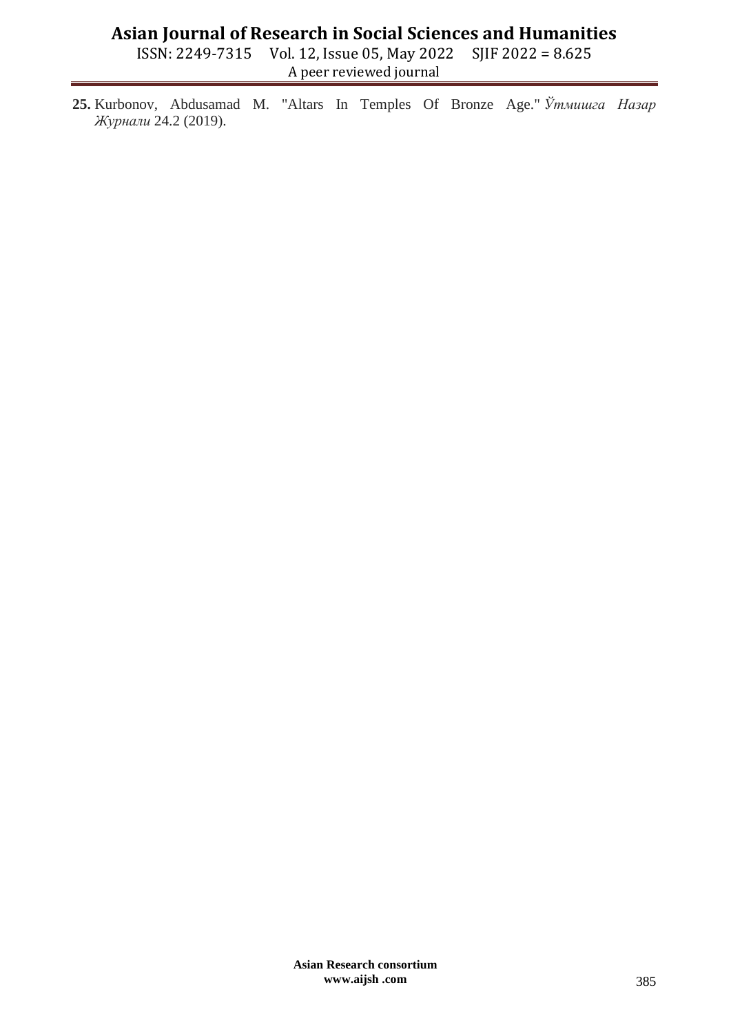25. Kurbonov, Abdusamad M. "Altars In Temples Of Bronze Age." *Ўтмишга Назар Журнали* 24.2 (2019).